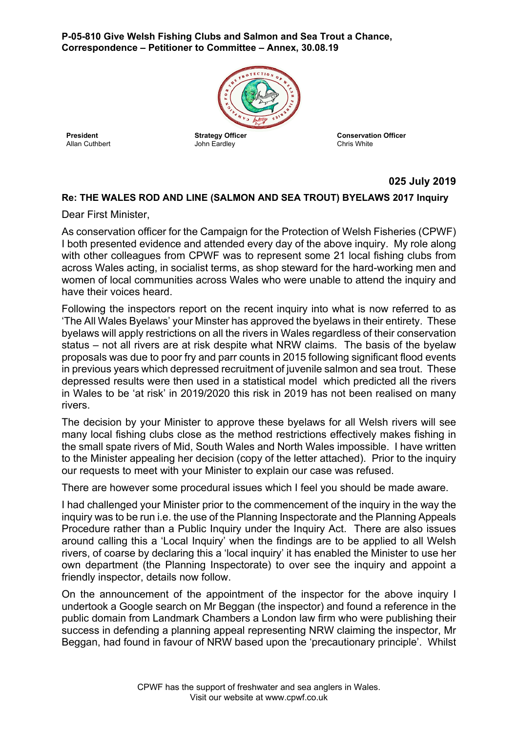**P-05-810 Give Welsh Fishing Clubs and Salmon and Sea Trout a Chance, Correspondence – Petitioner to Committee – Annex, 30.08.19**

| **President** | **Strategy Officer** | **Conservation Officer** |
|---|---|---|
| Allan Cuthbert | John Eardley | Chris White |

**025 July 2019**

**Re: THE WALES ROD AND LINE (SALMON AND SEA TROUT) BYELAWS 2017 Inquiry**

Dear First Minister,

As conservation officer for the Campaign for the Protection of Welsh Fisheries (CPWF) I both presented evidence and attended every day of the above inquiry. My role along with other colleagues from CPWF was to represent some 21 local fishing clubs from across Wales acting, in socialist terms, as shop steward for the hard-working men and women of local communities across Wales who were unable to attend the inquiry and have their voices heard.

Following the inspectors report on the recent inquiry into what is now referred to as 'The All Wales Byelaws' your Minster has approved the byelaws in their entirety. These byelaws will apply restrictions on all the rivers in Wales regardless of their conservation status – not all rivers are at risk despite what NRW claims. The basis of the byelaw proposals was due to poor fry and parr counts in 2015 following significant flood events in previous years which depressed recruitment of juvenile salmon and sea trout. These depressed results were then used in a statistical model which predicted all the rivers in Wales to be 'at risk' in 2019/2020 this risk in 2019 has not been realised on many rivers.

The decision by your Minister to approve these byelaws for all Welsh rivers will see many local fishing clubs close as the method restrictions effectively makes fishing in the small spate rivers of Mid, South Wales and North Wales impossible. I have written to the Minister appealing her decision (copy of the letter attached). Prior to the inquiry our requests to meet with your Minister to explain our case was refused.

There are however some procedural issues which I feel you should be made aware.

I had challenged your Minister prior to the commencement of the inquiry in the way the inquiry was to be run i.e. the use of the Planning Inspectorate and the Planning Appeals Procedure rather than a Public Inquiry under the Inquiry Act. There are also issues around calling this a 'Local Inquiry' when the findings are to be applied to all Welsh rivers, of coarse by declaring this a 'local inquiry' it has enabled the Minister to use her own department (the Planning Inspectorate) to over see the inquiry and appoint a friendly inspector, details now follow.

On the announcement of the appointment of the inspector for the above inquiry I undertook a Google search on Mr Beggan (the inspector) and found a reference in the public domain from Landmark Chambers a London law firm who were publishing their success in defending a planning appeal representing NRW claiming the inspector, Mr Beggan, had found in favour of NRW based upon the 'precautionary principle'. Whilst

CPWF has the support of freshwater and sea anglers in Wales.
Visit our website at www.cpwf.co.uk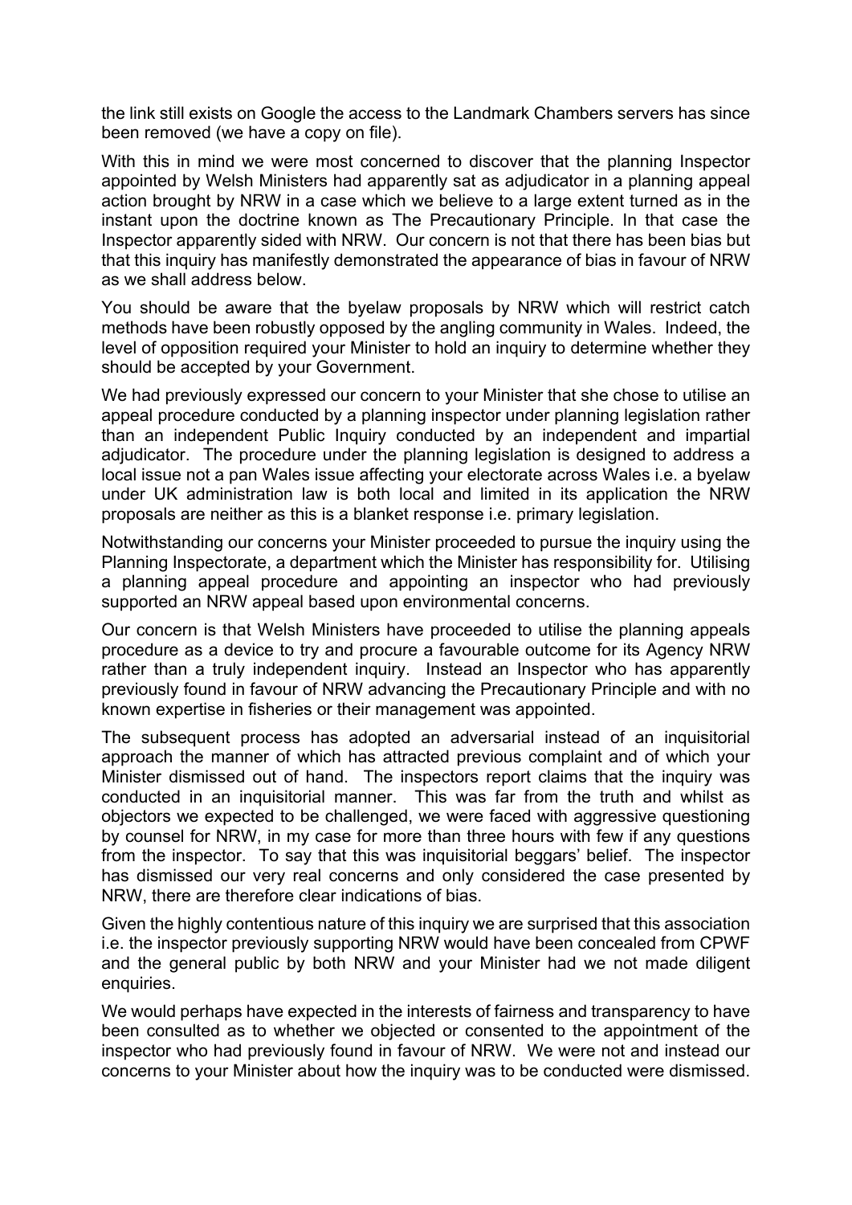the link still exists on Google the access to the Landmark Chambers servers has since been removed (we have a copy on file).

With this in mind we were most concerned to discover that the planning Inspector appointed by Welsh Ministers had apparently sat as adjudicator in a planning appeal action brought by NRW in a case which we believe to a large extent turned as in the instant upon the doctrine known as The Precautionary Principle. In that case the Inspector apparently sided with NRW. Our concern is not that there has been bias but that this inquiry has manifestly demonstrated the appearance of bias in favour of NRW as we shall address below.

You should be aware that the byelaw proposals by NRW which will restrict catch methods have been robustly opposed by the angling community in Wales. Indeed, the level of opposition required your Minister to hold an inquiry to determine whether they should be accepted by your Government.

We had previously expressed our concern to your Minister that she chose to utilise an appeal procedure conducted by a planning inspector under planning legislation rather than an independent Public Inquiry conducted by an independent and impartial adjudicator. The procedure under the planning legislation is designed to address a local issue not a pan Wales issue affecting your electorate across Wales i.e. a byelaw under UK administration law is both local and limited in its application the NRW proposals are neither as this is a blanket response i.e. primary legislation.

Notwithstanding our concerns your Minister proceeded to pursue the inquiry using the Planning Inspectorate, a department which the Minister has responsibility for. Utilising a planning appeal procedure and appointing an inspector who had previously supported an NRW appeal based upon environmental concerns.

Our concern is that Welsh Ministers have proceeded to utilise the planning appeals procedure as a device to try and procure a favourable outcome for its Agency NRW rather than a truly independent inquiry. Instead an Inspector who has apparently previously found in favour of NRW advancing the Precautionary Principle and with no known expertise in fisheries or their management was appointed.

The subsequent process has adopted an adversarial instead of an inquisitorial approach the manner of which has attracted previous complaint and of which your Minister dismissed out of hand. The inspectors report claims that the inquiry was conducted in an inquisitorial manner. This was far from the truth and whilst as objectors we expected to be challenged, we were faced with aggressive questioning by counsel for NRW, in my case for more than three hours with few if any questions from the inspector. To say that this was inquisitorial beggars' belief. The inspector has dismissed our very real concerns and only considered the case presented by NRW, there are therefore clear indications of bias.

Given the highly contentious nature of this inquiry we are surprised that this association i.e. the inspector previously supporting NRW would have been concealed from CPWF and the general public by both NRW and your Minister had we not made diligent enquiries.

We would perhaps have expected in the interests of fairness and transparency to have been consulted as to whether we objected or consented to the appointment of the inspector who had previously found in favour of NRW. We were not and instead our concerns to your Minister about how the inquiry was to be conducted were dismissed.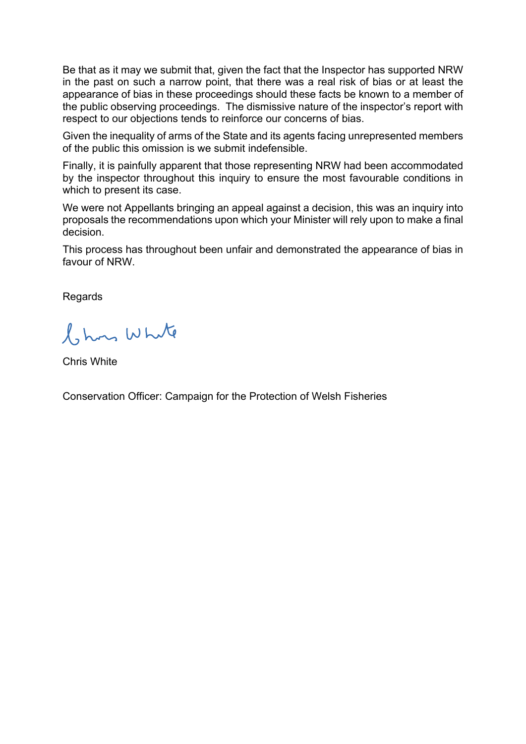Be that as it may we submit that, given the fact that the Inspector has supported NRW in the past on such a narrow point, that there was a real risk of bias or at least the appearance of bias in these proceedings should these facts be known to a member of the public observing proceedings. The dismissive nature of the inspector's report with respect to our objections tends to reinforce our concerns of bias.

Given the inequality of arms of the State and its agents facing unrepresented members of the public this omission is we submit indefensible.

Finally, it is painfully apparent that those representing NRW had been accommodated by the inspector throughout this inquiry to ensure the most favourable conditions in which to present its case.

We were not Appellants bringing an appeal against a decision, this was an inquiry into proposals the recommendations upon which your Minister will rely upon to make a final decision.

This process has throughout been unfair and demonstrated the appearance of bias in favour of NRW.

Regards

Chris White

Conservation Officer: Campaign for the Protection of Welsh Fisheries